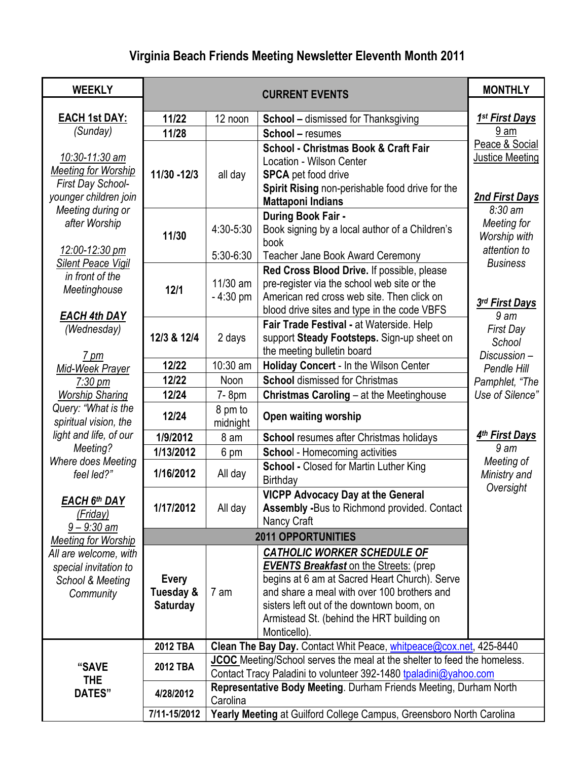# Virginia Beach Friends Meeting Newsletter Eleventh Month 2011

## WEEKLY

**EACH 1st DAY:**
*(Sunday)*

*10:30-11:30 am*
*Meeting for Worship*
*First Day School- younger children join Meeting during or after Worship*

*12:00-12:30 pm*
*Silent Peace Vigil in front of the Meetinghouse*

***EACH 4th DAY***
*(Wednesday)*

*7 pm*
*Mid-Week Prayer*
*7:30 pm*
*Worship Sharing*
*Query: "What is the spiritual vision, the light and life, of our Meeting? Where does Meeting feel led?"*

***EACH 6th DAY***
*(Friday)*
*9 – 9:30 am*
*Meeting for Worship*
*All are welcome, with special invitation to School & Meeting Community*

## CURRENT EVENTS

| Date | Time | Event |
|---|---|---|
| 11/22 | 12 noon | **School –** dismissed for Thanksgiving |
| 11/28 | | **School –** resumes |
| 11/30 -12/3 | all day | **School - Christmas Book & Craft Fair** Location - Wilson Center<br>**SPCA** pet food drive<br>**Spirit Rising** non-perishable food drive for the **Mattaponi Indians** |
| 11/30 | 4:30-5:30<br>5:30-6:30 | **During Book Fair -** Book signing by a local author of a Children's book<br>Teacher Jane Book Award Ceremony |
| 12/1 | 11/30 am - 4:30 pm | **Red Cross Blood Drive.** If possible, please pre-register via the school web site or the American red cross web site. Then click on blood drive sites and type in the code VBFS |
| 12/3 & 12/4 | 2 days | **Fair Trade Festival -** at Waterside. Help support **Steady Footsteps.** Sign-up sheet on the meeting bulletin board |
| 12/22 | 10:30 am | **Holiday Concert** - In the Wilson Center |
| 12/22 | Noon | **School** dismissed for Christmas |
| 12/24 | 7- 8pm | **Christmas Caroling** – at the Meetinghouse |
| 12/24 | 8 pm to midnight | **Open waiting worship** |
| 1/9/2012 | 8 am | **School** resumes after Christmas holidays |
| 1/13/2012 | 6 pm | **Schoo**l - Homecoming activities |
| 1/16/2012 | All day | **School -** Closed for Martin Luther King Birthday |
| 1/17/2012 | All day | **VICPP Advocacy Day at the General Assembly -**Bus to Richmond provided. Contact Nancy Craft |

### 2011 OPPORTUNITIES

| Date | Time | Event |
|---|---|---|
| Every Tuesday & Saturday | 7 am | ***CATHOLIC WORKER SCHEDULE OF EVENTS Breakfast*** on the Streets: (prep begins at 6 am at Sacred Heart Church). Serve and share a meal with over 100 brothers and sisters left out of the downtown boom, on Armistead St. (behind the HRT building on Monticello). |

## MONTHLY

***1st First Days***
9 am
Peace & Social Justice Meeting

***2nd First Days***
*8:30 am*
*Meeting for Worship with attention to Business*

***3rd First Days***
*9 am*
*First Day School Discussion – Pendle Hill Pamphlet, "The Use of Silence"*

***4th First Days***
*9 am*
*Meeting of Ministry and Oversight*

## "SAVE THE DATES"

| Date | Event |
|---|---|
| 2012 TBA | **Clean The Bay Day.** Contact Whit Peace, whitpeace@cox.net, 425-8440 |
| 2012 TBA | **JCOC** Meeting/School serves the meal at the shelter to feed the homeless. Contact Tracy Paladini to volunteer 392-1480 tpaladini@yahoo.com |
| 4/28/2012 | **Representative Body Meeting**. Durham Friends Meeting, Durham North Carolina |
| 7/11-15/2012 | **Yearly Meeting** at Guilford College Campus, Greensboro North Carolina |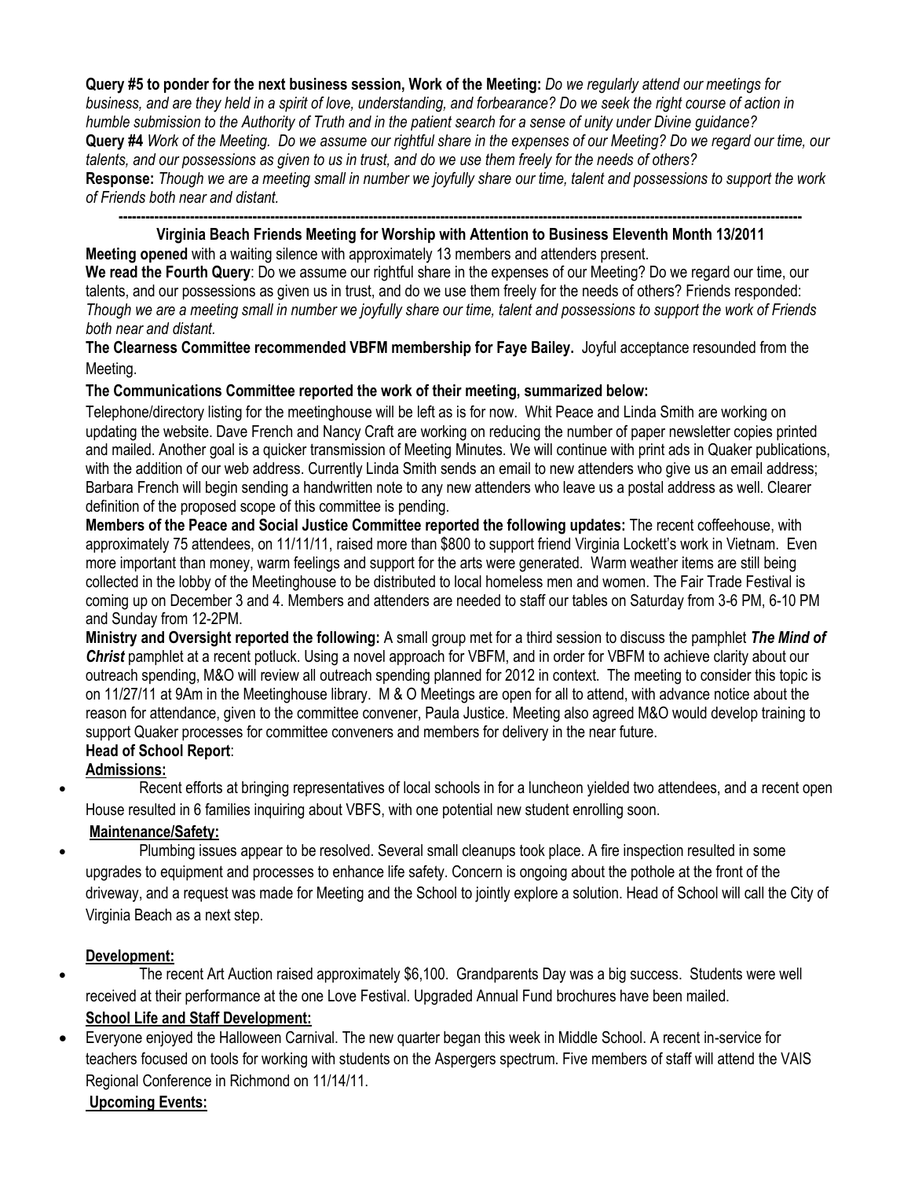**Query #5 to ponder for the next business session, Work of the Meeting:** *Do we regularly attend our meetings for business, and are they held in a spirit of love, understanding, and forbearance? Do we seek the right course of action in humble submission to the Authority of Truth and in the patient search for a sense of unity under Divine guidance?*

**Query #4** *Work of the Meeting. Do we assume our rightful share in the expenses of our Meeting? Do we regard our time, our talents, and our possessions as given to us in trust, and do we use them freely for the needs of others?*

**Response:** *Though we are a meeting small in number we joyfully share our time, talent and possessions to support the work of Friends both near and distant.*

---

**Virginia Beach Friends Meeting for Worship with Attention to Business Eleventh Month 13/2011**

**Meeting opened** with a waiting silence with approximately 13 members and attenders present.

**We read the Fourth Query**: Do we assume our rightful share in the expenses of our Meeting? Do we regard our time, our talents, and our possessions as given to us in trust, and do we use them freely for the needs of others? Friends responded: *Though we are a meeting small in number we joyfully share our time, talent and possessions to support the work of Friends both near and distant.*

**The Clearness Committee recommended VBFM membership for Faye Bailey.** Joyful acceptance resounded from the Meeting.

**The Communications Committee reported the work of their meeting, summarized below:**

Telephone/directory listing for the meetinghouse will be left as is for now. Whit Peace and Linda Smith are working on updating the website. Dave French and Nancy Craft are working on reducing the number of paper newsletter copies printed and mailed. Another goal is a quicker transmission of Meeting Minutes. We will continue with print ads in Quaker publications, with the addition of our web address. Currently Linda Smith sends an email to new attenders who give us an email address; Barbara French will begin sending a handwritten note to any new attenders who leave us a postal address as well. Clearer definition of the proposed scope of this committee is pending.

**Members of the Peace and Social Justice Committee reported the following updates:** The recent coffeehouse, with approximately 75 attendees, on 11/11/11, raised more than $800 to support friend Virginia Lockett's work in Vietnam. Even more important than money, warm feelings and support for the arts were generated. Warm weather items are still being collected in the lobby of the Meetinghouse to be distributed to local homeless men and women. The Fair Trade Festival is coming up on December 3 and 4. Members and attenders are needed to staff our tables on Saturday from 3-6 PM, 6-10 PM and Sunday from 12-2PM.

**Ministry and Oversight reported the following:** A small group met for a third session to discuss the pamphlet ***The Mind of Christ*** pamphlet at a recent potluck. Using a novel approach for VBFM, and in order for VBFM to achieve clarity about our outreach spending, M&O will review all outreach spending planned for 2012 in context. The meeting to consider this topic is on 11/27/11 at 9Am in the Meetinghouse library. M & O Meetings are open for all to attend, with advance notice about the reason for attendance, given to the committee convener, Paula Justice. Meeting also agreed M&O would develop training to support Quaker processes for committee conveners and members for delivery in the near future.

**Head of School Report**:

**Admissions:**

- Recent efforts at bringing representatives of local schools in for a luncheon yielded two attendees, and a recent open House resulted in 6 families inquiring about VBFS, with one potential new student enrolling soon.

**Maintenance/Safety:**

- Plumbing issues appear to be resolved. Several small cleanups took place. A fire inspection resulted in some upgrades to equipment and processes to enhance life safety. Concern is ongoing about the pothole at the front of the driveway, and a request was made for Meeting and the School to jointly explore a solution. Head of School will call the City of Virginia Beach as a next step.

**Development:**

- The recent Art Auction raised approximately $6,100. Grandparents Day was a big success. Students were well received at their performance at the one Love Festival. Upgraded Annual Fund brochures have been mailed.

**School Life and Staff Development:**

- Everyone enjoyed the Halloween Carnival. The new quarter began this week in Middle School. A recent in-service for teachers focused on tools for working with students on the Aspergers spectrum. Five members of staff will attend the VAIS Regional Conference in Richmond on 11/14/11.

**Upcoming Events:**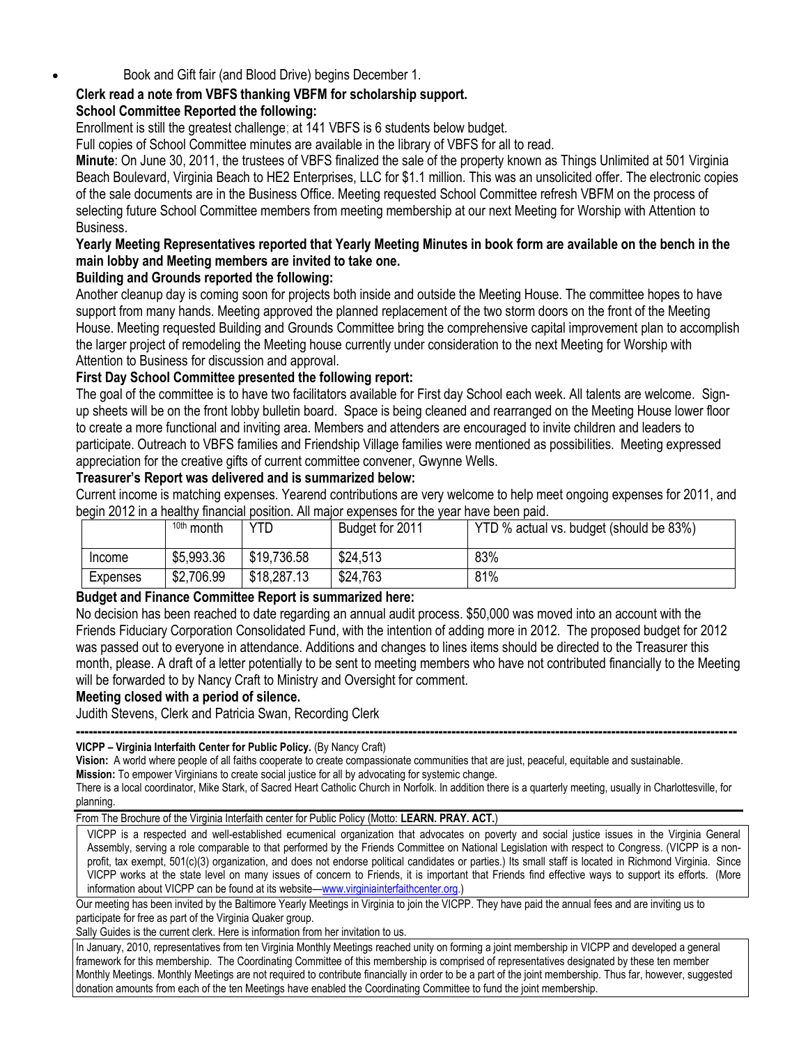- Book and Gift fair (and Blood Drive) begins December 1.

**Clerk read a note from VBFS thanking VBFM for scholarship support.**

**School Committee Reported the following:**

Enrollment is still the greatest challenge; at 141 VBFS is 6 students below budget.

Full copies of School Committee minutes are available in the library of VBFS for all to read.

**Minute**: On June 30, 2011, the trustees of VBFS finalized the sale of the property known as Things Unlimited at 501 Virginia Beach Boulevard, Virginia Beach to HE2 Enterprises, LLC for $1.1 million. This was an unsolicited offer. The electronic copies of the sale documents are in the Business Office. Meeting requested School Committee refresh VBFM on the process of selecting future School Committee members from meeting membership at our next Meeting for Worship with Attention to Business.

**Yearly Meeting Representatives reported that Yearly Meeting Minutes in book form are available on the bench in the main lobby and Meeting members are invited to take one.**

**Building and Grounds reported the following:**

Another cleanup day is coming soon for projects both inside and outside the Meeting House. The committee hopes to have support from many hands. Meeting approved the planned replacement of the two storm doors on the front of the Meeting House. Meeting requested Building and Grounds Committee bring the comprehensive capital improvement plan to accomplish the larger project of remodeling the Meeting house currently under consideration to the next Meeting for Worship with Attention to Business for discussion and approval.

**First Day School Committee presented the following report:**

The goal of the committee is to have two facilitators available for First day School each week. All talents are welcome. Sign-up sheets will be on the front lobby bulletin board. Space is being cleaned and rearranged on the Meeting House lower floor to create a more functional and inviting area. Members and attenders are encouraged to invite children and leaders to participate. Outreach to VBFS families and Friendship Village families were mentioned as possibilities. Meeting expressed appreciation for the creative gifts of current committee convener, Gwynne Wells.

**Treasurer's Report was delivered and is summarized below:**

Current income is matching expenses. Yearend contributions are very welcome to help meet ongoing expenses for 2011, and begin 2012 in a healthy financial position. All major expenses for the year have been paid.

| | 10th month | YTD | Budget for 2011 | YTD % actual vs. budget (should be 83%) |
|---|---|---|---|---|
| Income | $5,993.36 | $19,736.58 | $24,513 | 83% |
| Expenses | $2,706.99 | $18,287.13 | $24,763 | 81% |

**Budget and Finance Committee Report is summarized here:**

No decision has been reached to date regarding an annual audit process. $50,000 was moved into an account with the Friends Fiduciary Corporation Consolidated Fund, with the intention of adding more in 2012. The proposed budget for 2012 was passed out to everyone in attendance. Additions and changes to lines items should be directed to the Treasurer this month, please. A draft of a letter potentially to be sent to meeting members who have not contributed financially to the Meeting will be forwarded to by Nancy Craft to Ministry and Oversight for comment.

**Meeting closed with a period of silence.**

Judith Stevens, Clerk and Patricia Swan, Recording Clerk

---

**VICPP – Virginia Interfaith Center for Public Policy.** (By Nancy Craft)

**Vision:** A world where people of all faiths cooperate to create compassionate communities that are just, peaceful, equitable and sustainable.

**Mission:** To empower Virginians to create social justice for all by advocating for systemic change.

There is a local coordinator, Mike Stark, of Sacred Heart Catholic Church in Norfolk. In addition there is a quarterly meeting, usually in Charlottesville, for planning.

From The Brochure of the Virginia Interfaith center for Public Policy (Motto: **LEARN. PRAY. ACT.**)

> VICPP is a respected and well-established ecumenical organization that advocates on poverty and social justice issues in the Virginia General Assembly, serving a role comparable to that performed by the Friends Committee on National Legislation with respect to Congress. (VICPP is a non-profit, tax exempt, 501(c)(3) organization, and does not endorse political candidates or parties.) Its small staff is located in Richmond Virginia. Since VICPP works at the state level on many issues of concern to Friends, it is important that Friends find effective ways to support its efforts. (More information about VICPP can be found at its website—www.virginiainterfaithcenter.org.)

Our meeting has been invited by the Baltimore Yearly Meetings in Virginia to join the VICPP. They have paid the annual fees and are inviting us to participate for free as part of the Virginia Quaker group.

Sally Guides is the current clerk. Here is information from her invitation to us.

> In January, 2010, representatives from ten Virginia Monthly Meetings reached unity on forming a joint membership in VICPP and developed a general framework for this membership. The Coordinating Committee of this membership is comprised of representatives designated by these ten member Monthly Meetings. Monthly Meetings are not required to contribute financially in order to be a part of the joint membership. Thus far, however, suggested donation amounts from each of the ten Meetings have enabled the Coordinating Committee to fund the joint membership.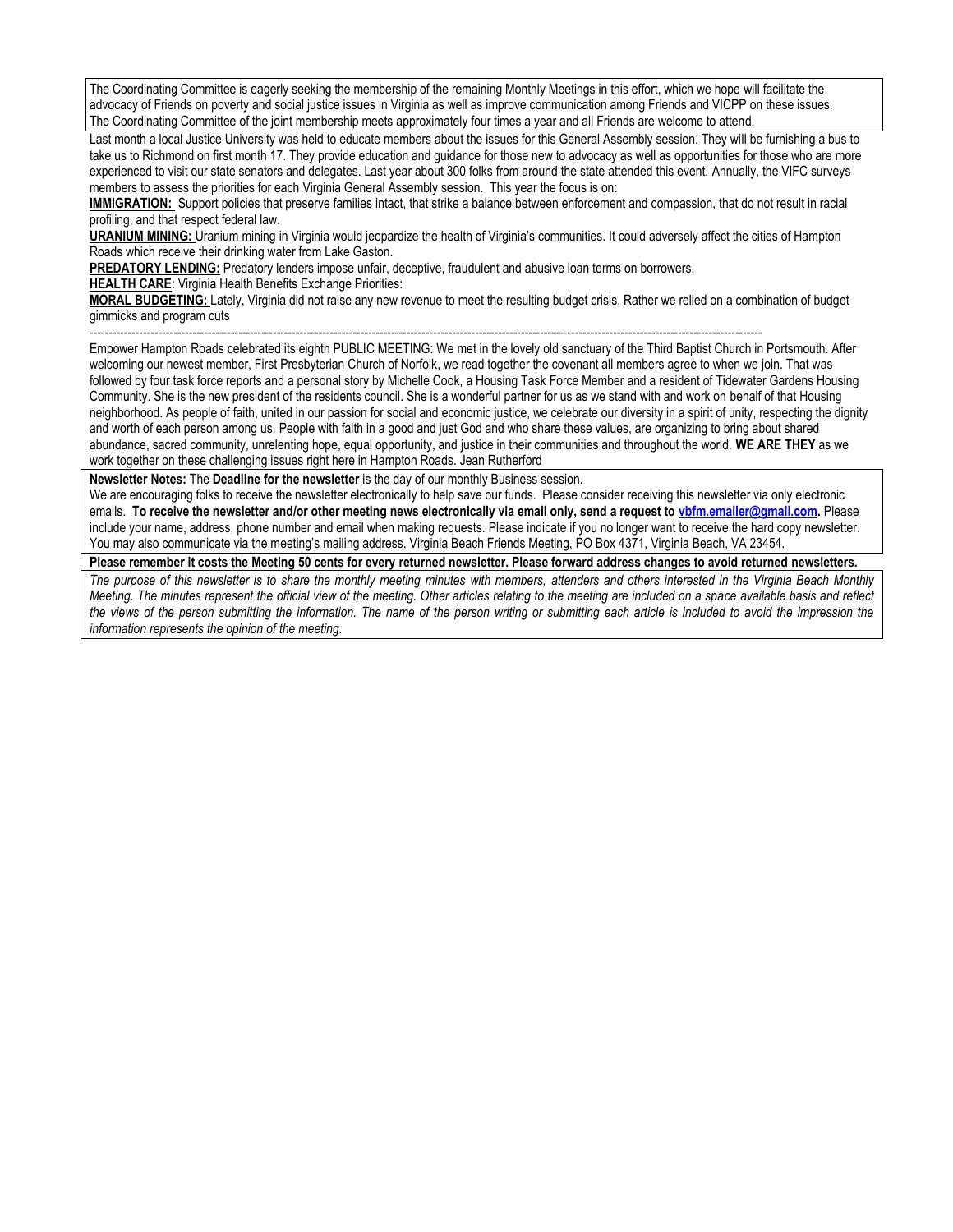The Coordinating Committee is eagerly seeking the membership of the remaining Monthly Meetings in this effort, which we hope will facilitate the advocacy of Friends on poverty and social justice issues in Virginia as well as improve communication among Friends and VICPP on these issues. The Coordinating Committee of the joint membership meets approximately four times a year and all Friends are welcome to attend.

Last month a local Justice University was held to educate members about the issues for this General Assembly session. They will be furnishing a bus to take us to Richmond on first month 17. They provide education and guidance for those new to advocacy as well as opportunities for those who are more experienced to visit our state senators and delegates. Last year about 300 folks from around the state attended this event. Annually, the VIFC surveys members to assess the priorities for each Virginia General Assembly session. This year the focus is on:

**IMMIGRATION:** Support policies that preserve families intact, that strike a balance between enforcement and compassion, that do not result in racial profiling, and that respect federal law.

**URANIUM MINING:** Uranium mining in Virginia would jeopardize the health of Virginia's communities. It could adversely affect the cities of Hampton Roads which receive their drinking water from Lake Gaston.

**PREDATORY LENDING:** Predatory lenders impose unfair, deceptive, fraudulent and abusive loan terms on borrowers.

**HEALTH CARE**: Virginia Health Benefits Exchange Priorities:

**MORAL BUDGETING:** Lately, Virginia did not raise any new revenue to meet the resulting budget crisis. Rather we relied on a combination of budget gimmicks and program cuts

---

Empower Hampton Roads celebrated its eighth PUBLIC MEETING: We met in the lovely old sanctuary of the Third Baptist Church in Portsmouth. After welcoming our newest member, First Presbyterian Church of Norfolk, we read together the covenant all members agree to when we join. That was followed by four task force reports and a personal story by Michelle Cook, a Housing Task Force Member and a resident of Tidewater Gardens Housing Community. She is the new president of the residents council. She is a wonderful partner for us as we stand with and work on behalf of that Housing neighborhood. As people of faith, united in our passion for social and economic justice, we celebrate our diversity in a spirit of unity, respecting the dignity and worth of each person among us. People with faith in a good and just God and who share these values, are organizing to bring about shared abundance, sacred community, unrelenting hope, equal opportunity, and justice in their communities and throughout the world. **WE ARE THEY** as we work together on these challenging issues right here in Hampton Roads. Jean Rutherford

**Newsletter Notes:** The **Deadline for the newsletter** is the day of our monthly Business session.
We are encouraging folks to receive the newsletter electronically to help save our funds. Please consider receiving this newsletter via only electronic emails. **To receive the newsletter and/or other meeting news electronically via email only, send a request to vbfm.emailer@gmail.com.** Please include your name, address, phone number and email when making requests. Please indicate if you no longer want to receive the hard copy newsletter. You may also communicate via the meeting's mailing address, Virginia Beach Friends Meeting, PO Box 4371, Virginia Beach, VA 23454.

**Please remember it costs the Meeting 50 cents for every returned newsletter. Please forward address changes to avoid returned newsletters.**

*The purpose of this newsletter is to share the monthly meeting minutes with members, attenders and others interested in the Virginia Beach Monthly Meeting. The minutes represent the official view of the meeting. Other articles relating to the meeting are included on a space available basis and reflect the views of the person submitting the information. The name of the person writing or submitting each article is included to avoid the impression the information represents the opinion of the meeting.*